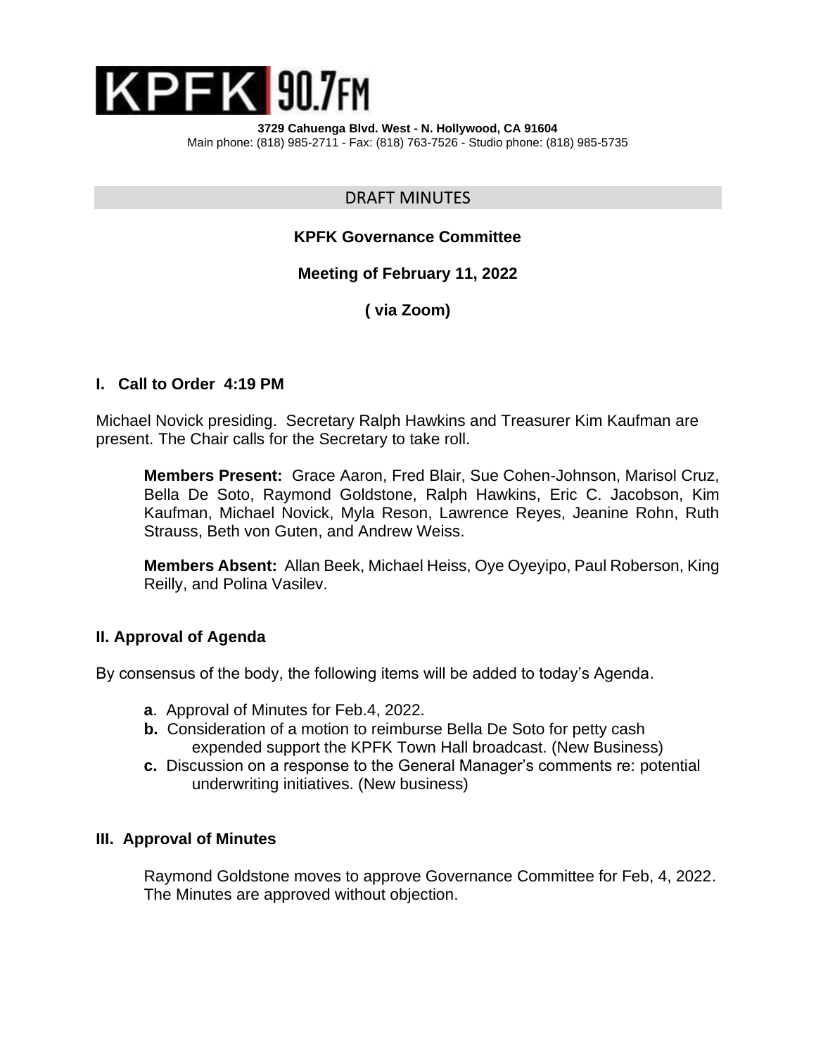**KPFK 90.7FM**

**3729 Cahuenga Blvd. West - N. Hollywood, CA 91604**
Main phone: (818) 985-2711 - Fax: (818) 763-7526 - Studio phone: (818) 985-5735

## DRAFT MINUTES

### KPFK Governance Committee

### Meeting of February 11, 2022

### ( via Zoom)

### I. Call to Order 4:19 PM

Michael Novick presiding. Secretary Ralph Hawkins and Treasurer Kim Kaufman are present. The Chair calls for the Secretary to take roll.

> **Members Present:** Grace Aaron, Fred Blair, Sue Cohen-Johnson, Marisol Cruz, Bella De Soto, Raymond Goldstone, Ralph Hawkins, Eric C. Jacobson, Kim Kaufman, Michael Novick, Myla Reson, Lawrence Reyes, Jeanine Rohn, Ruth Strauss, Beth von Guten, and Andrew Weiss.
>
> **Members Absent:** Allan Beek, Michael Heiss, Oye Oyeyipo, Paul Roberson, King Reilly, and Polina Vasilev.

### II. Approval of Agenda

By consensus of the body, the following items will be added to today's Agenda.

- **a**. Approval of Minutes for Feb.4, 2022.
- **b.** Consideration of a motion to reimburse Bella De Soto for petty cash expended support the KPFK Town Hall broadcast. (New Business)
- **c.** Discussion on a response to the General Manager's comments re: potential underwriting initiatives. (New business)

### III. Approval of Minutes

> Raymond Goldstone moves to approve Governance Committee for Feb, 4, 2022. The Minutes are approved without objection.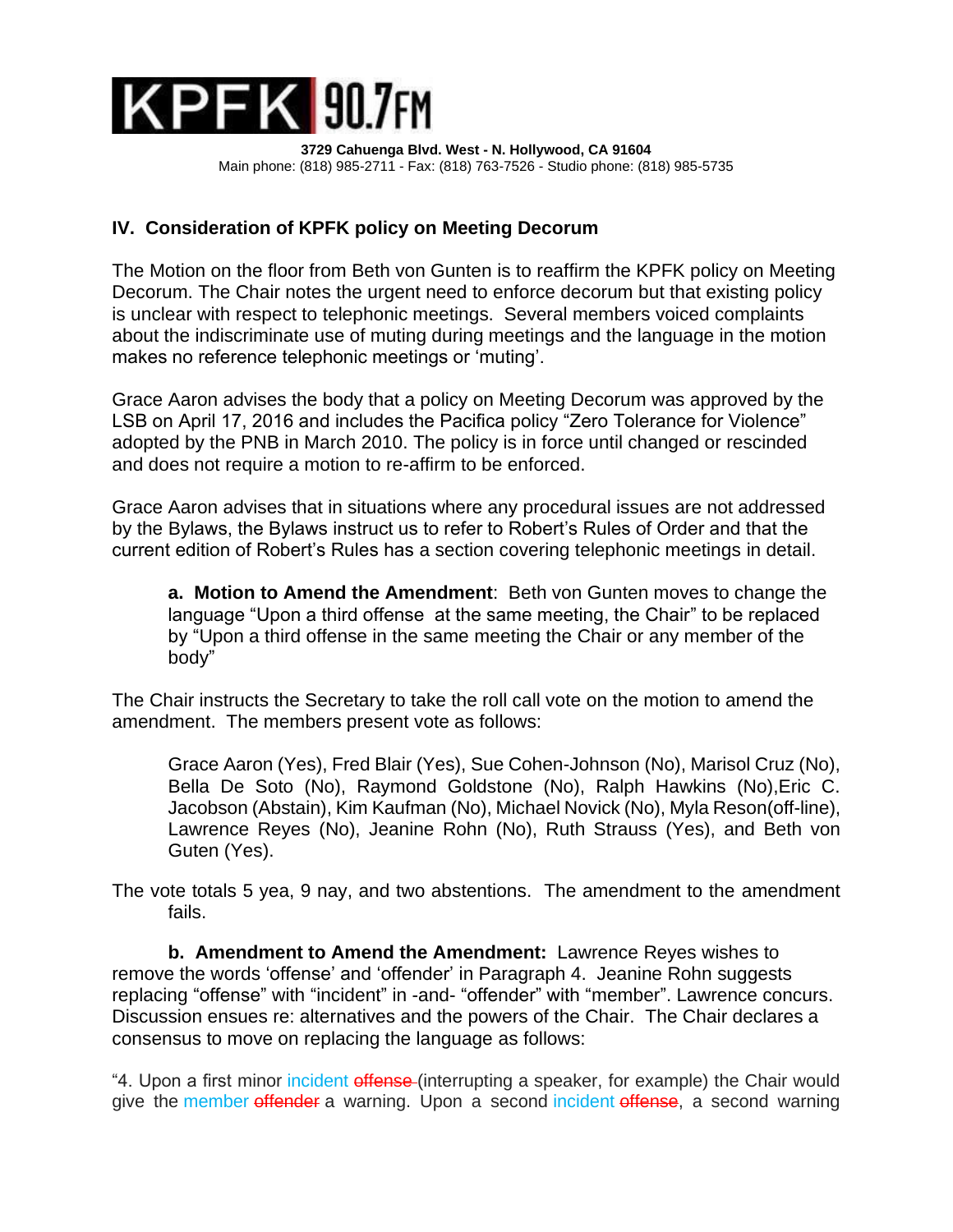# KPFK 90.7FM

**3729 Cahuenga Blvd. West - N. Hollywood, CA 91604**
Main phone: (818) 985-2711 - Fax: (818) 763-7526 - Studio phone: (818) 985-5735

## IV. Consideration of KPFK policy on Meeting Decorum

The Motion on the floor from Beth von Gunten is to reaffirm the KPFK policy on Meeting Decorum. The Chair notes the urgent need to enforce decorum but that existing policy is unclear with respect to telephonic meetings. Several members voiced complaints about the indiscriminate use of muting during meetings and the language in the motion makes no reference telephonic meetings or 'muting'.

Grace Aaron advises the body that a policy on Meeting Decorum was approved by the LSB on April 17, 2016 and includes the Pacifica policy "Zero Tolerance for Violence" adopted by the PNB in March 2010. The policy is in force until changed or rescinded and does not require a motion to re-affirm to be enforced.

Grace Aaron advises that in situations where any procedural issues are not addressed by the Bylaws, the Bylaws instruct us to refer to Robert's Rules of Order and that the current edition of Robert's Rules has a section covering telephonic meetings in detail.

> **a. Motion to Amend the Amendment**: Beth von Gunten moves to change the language "Upon a third offense at the same meeting, the Chair" to be replaced by "Upon a third offense in the same meeting the Chair or any member of the body"

The Chair instructs the Secretary to take the roll call vote on the motion to amend the amendment. The members present vote as follows:

> Grace Aaron (Yes), Fred Blair (Yes), Sue Cohen-Johnson (No), Marisol Cruz (No), Bella De Soto (No), Raymond Goldstone (No), Ralph Hawkins (No),Eric C. Jacobson (Abstain), Kim Kaufman (No), Michael Novick (No), Myla Reson(off-line), Lawrence Reyes (No), Jeanine Rohn (No), Ruth Strauss (Yes), and Beth von Guten (Yes).

The vote totals 5 yea, 9 nay, and two abstentions. The amendment to the amendment fails.

**b. Amendment to Amend the Amendment:** Lawrence Reyes wishes to remove the words 'offense' and 'offender' in Paragraph 4. Jeanine Rohn suggests replacing "offense" with "incident" in -and- "offender" with "member". Lawrence concurs. Discussion ensues re: alternatives and the powers of the Chair. The Chair declares a consensus to move on replacing the language as follows:

"4. Upon a first minor incident ~~offense~~ (interrupting a speaker, for example) the Chair would give the member ~~offender~~ a warning. Upon a second incident ~~offense~~, a second warning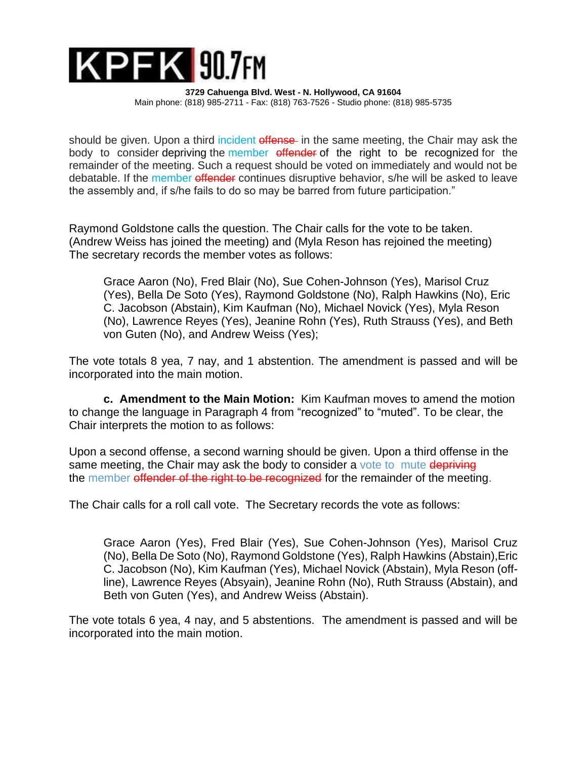should be given. Upon a third incident ~~offense~~ in the same meeting, the Chair may ask the body to consider depriving the member ~~offender~~ of the right to be recognized for the remainder of the meeting. Such a request should be voted on immediately and would not be debatable. If the member ~~offender~~ continues disruptive behavior, s/he will be asked to leave the assembly and, if s/he fails to do so may be barred from future participation."

Raymond Goldstone calls the question. The Chair calls for the vote to be taken. (Andrew Weiss has joined the meeting) and (Myla Reson has rejoined the meeting) The secretary records the member votes as follows:

> Grace Aaron (No), Fred Blair (No), Sue Cohen-Johnson (Yes), Marisol Cruz (Yes), Bella De Soto (Yes), Raymond Goldstone (No), Ralph Hawkins (No), Eric C. Jacobson (Abstain), Kim Kaufman (No), Michael Novick (Yes), Myla Reson (No), Lawrence Reyes (Yes), Jeanine Rohn (Yes), Ruth Strauss (Yes), and Beth von Guten (No), and Andrew Weiss (Yes);

The vote totals 8 yea, 7 nay, and 1 abstention. The amendment is passed and will be incorporated into the main motion.

**c. Amendment to the Main Motion:** Kim Kaufman moves to amend the motion to change the language in Paragraph 4 from "recognized" to "muted". To be clear, the Chair interprets the motion to as follows:

Upon a second offense, a second warning should be given. Upon a third offense in the same meeting, the Chair may ask the body to consider a vote to mute ~~depriving~~ the member ~~offender of the right to be recognized~~ for the remainder of the meeting.

The Chair calls for a roll call vote. The Secretary records the vote as follows:

> Grace Aaron (Yes), Fred Blair (Yes), Sue Cohen-Johnson (Yes), Marisol Cruz (No), Bella De Soto (No), Raymond Goldstone (Yes), Ralph Hawkins (Abstain),Eric C. Jacobson (No), Kim Kaufman (Yes), Michael Novick (Abstain), Myla Reson (off-line), Lawrence Reyes (Absyain), Jeanine Rohn (No), Ruth Strauss (Abstain), and Beth von Guten (Yes), and Andrew Weiss (Abstain).

The vote totals 6 yea, 4 nay, and 5 abstentions. The amendment is passed and will be incorporated into the main motion.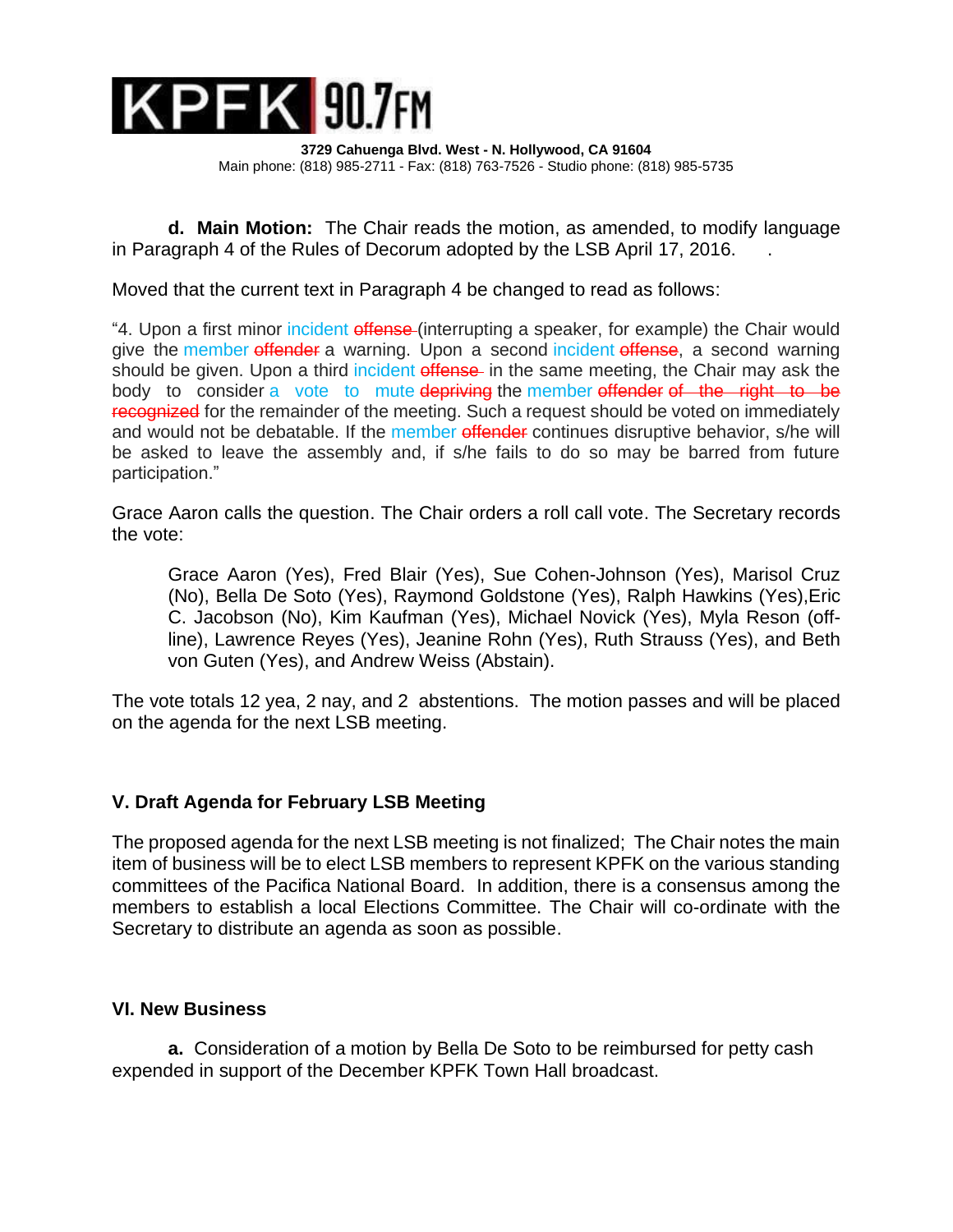**d. Main Motion:** The Chair reads the motion, as amended, to modify language in Paragraph 4 of the Rules of Decorum adopted by the LSB April 17, 2016. .

Moved that the current text in Paragraph 4 be changed to read as follows:

"4. Upon a first minor incident ~~offense~~ (interrupting a speaker, for example) the Chair would give the member ~~offender~~ a warning. Upon a second incident ~~offense~~, a second warning should be given. Upon a third incident ~~offense~~ in the same meeting, the Chair may ask the body to consider a vote to mute ~~depriving~~ the member ~~offender of the right to be recognized~~ for the remainder of the meeting. Such a request should be voted on immediately and would not be debatable. If the member ~~offender~~ continues disruptive behavior, s/he will be asked to leave the assembly and, if s/he fails to do so may be barred from future participation."

Grace Aaron calls the question. The Chair orders a roll call vote. The Secretary records the vote:

> Grace Aaron (Yes), Fred Blair (Yes), Sue Cohen-Johnson (Yes), Marisol Cruz (No), Bella De Soto (Yes), Raymond Goldstone (Yes), Ralph Hawkins (Yes),Eric C. Jacobson (No), Kim Kaufman (Yes), Michael Novick (Yes), Myla Reson (off-line), Lawrence Reyes (Yes), Jeanine Rohn (Yes), Ruth Strauss (Yes), and Beth von Guten (Yes), and Andrew Weiss (Abstain).

The vote totals 12 yea, 2 nay, and 2 abstentions. The motion passes and will be placed on the agenda for the next LSB meeting.

## V. Draft Agenda for February LSB Meeting

The proposed agenda for the next LSB meeting is not finalized; The Chair notes the main item of business will be to elect LSB members to represent KPFK on the various standing committees of the Pacifica National Board. In addition, there is a consensus among the members to establish a local Elections Committee. The Chair will co-ordinate with the Secretary to distribute an agenda as soon as possible.

## VI. New Business

**a.** Consideration of a motion by Bella De Soto to be reimbursed for petty cash expended in support of the December KPFK Town Hall broadcast.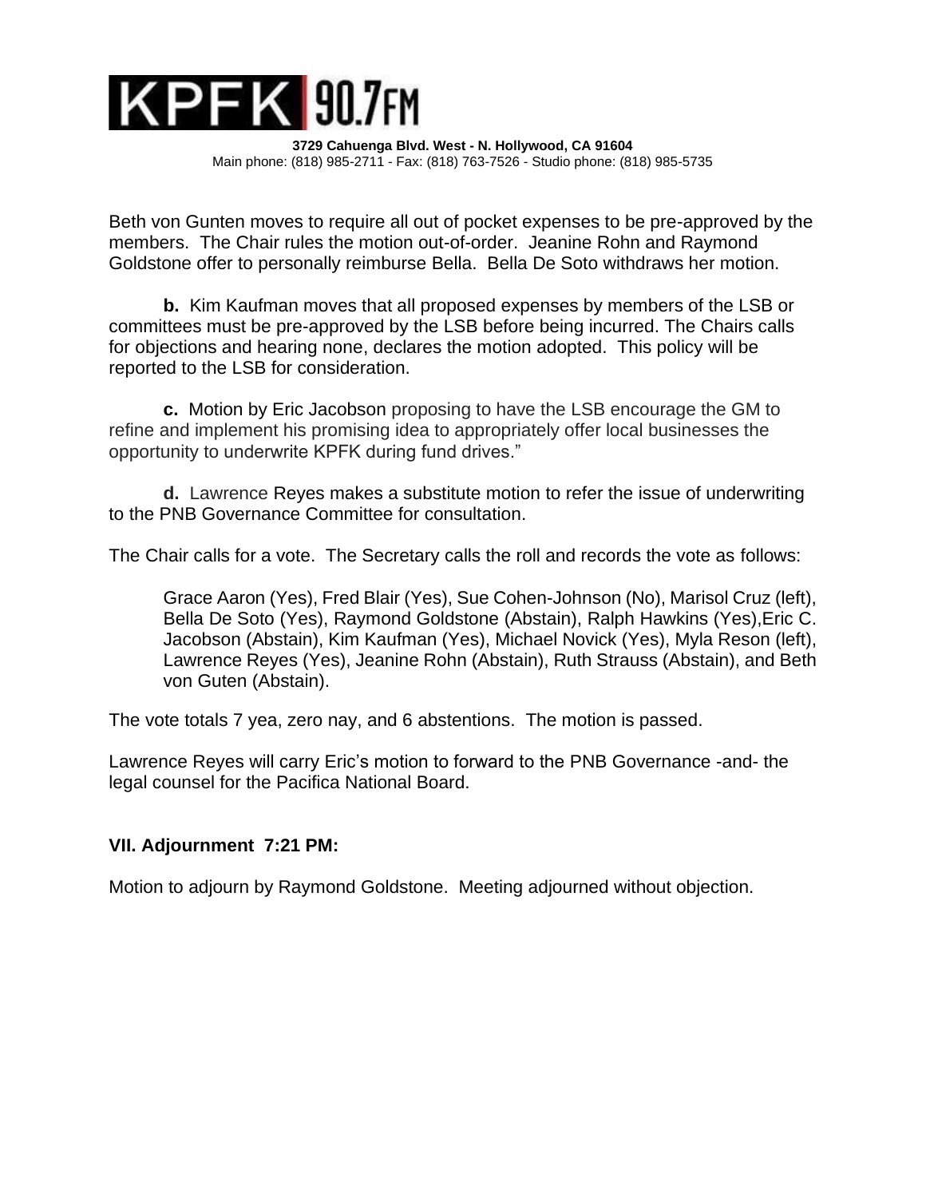Beth von Gunten moves to require all out of pocket expenses to be pre-approved by the members. The Chair rules the motion out-of-order. Jeanine Rohn and Raymond Goldstone offer to personally reimburse Bella. Bella De Soto withdraws her motion.

**b.** Kim Kaufman moves that all proposed expenses by members of the LSB or committees must be pre-approved by the LSB before being incurred. The Chairs calls for objections and hearing none, declares the motion adopted. This policy will be reported to the LSB for consideration.

**c.** Motion by Eric Jacobson proposing to have the LSB encourage the GM to refine and implement his promising idea to appropriately offer local businesses the opportunity to underwrite KPFK during fund drives."

**d.** Lawrence Reyes makes a substitute motion to refer the issue of underwriting to the PNB Governance Committee for consultation.

The Chair calls for a vote. The Secretary calls the roll and records the vote as follows:

> Grace Aaron (Yes), Fred Blair (Yes), Sue Cohen-Johnson (No), Marisol Cruz (left), Bella De Soto (Yes), Raymond Goldstone (Abstain), Ralph Hawkins (Yes),Eric C. Jacobson (Abstain), Kim Kaufman (Yes), Michael Novick (Yes), Myla Reson (left), Lawrence Reyes (Yes), Jeanine Rohn (Abstain), Ruth Strauss (Abstain), and Beth von Guten (Abstain).

The vote totals 7 yea, zero nay, and 6 abstentions. The motion is passed.

Lawrence Reyes will carry Eric's motion to forward to the PNB Governance -and- the legal counsel for the Pacifica National Board.

**VII. Adjournment 7:21 PM:**

Motion to adjourn by Raymond Goldstone. Meeting adjourned without objection.